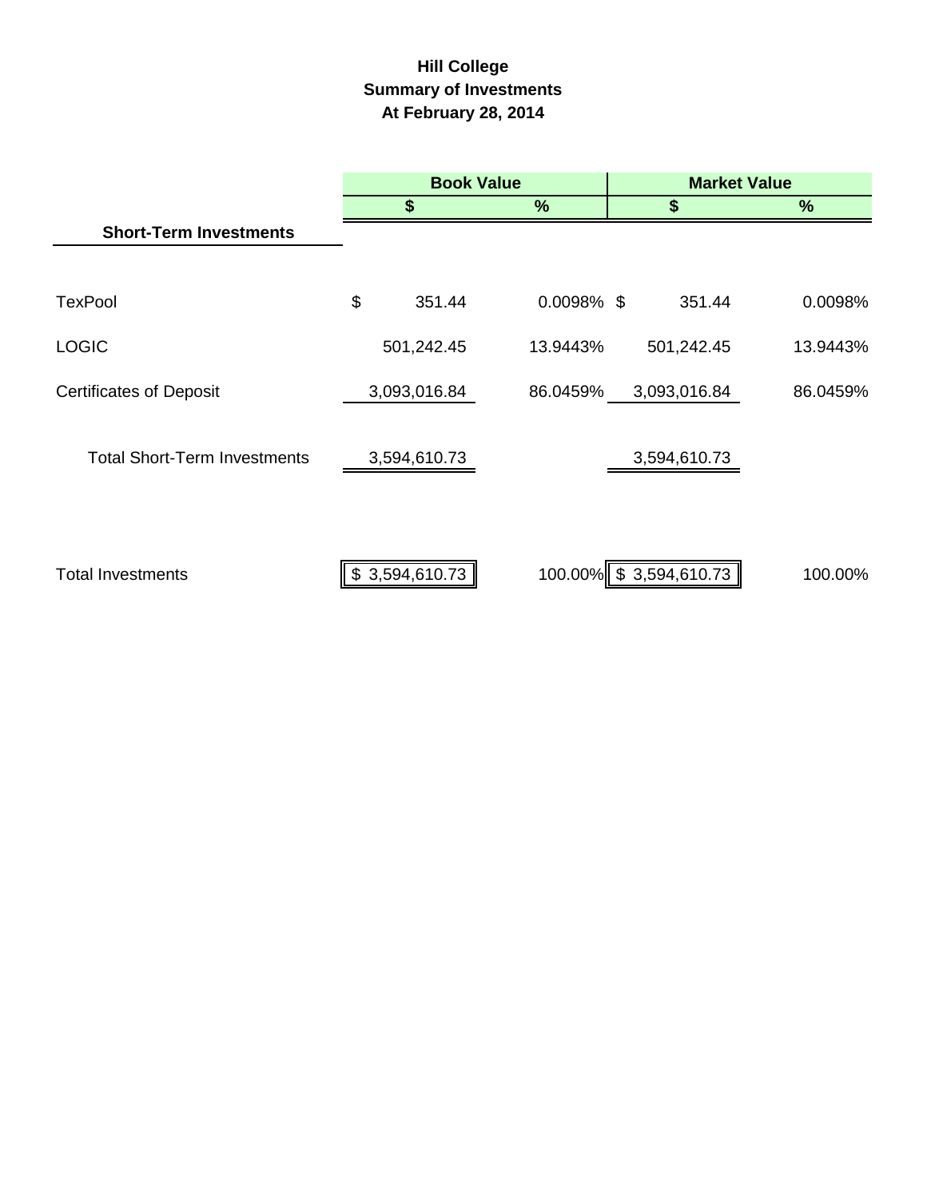# Hill College
## Summary of Investments
### At February 28, 2014

| | Book Value | | Market Value | |
|---|---|---|---|---|
| | $ | % | $ | % |
| **Short-Term Investments** | | | | |
| TexPool | $ 351.44 | 0.0098% | $ 351.44 | 0.0098% |
| LOGIC | 501,242.45 | 13.9443% | 501,242.45 | 13.9443% |
| Certificates of Deposit | 3,093,016.84 | 86.0459% | 3,093,016.84 | 86.0459% |
| Total Short-Term Investments | 3,594,610.73 | | 3,594,610.73 | |
| Total Investments | $ 3,594,610.73 | 100.00% | $ 3,594,610.73 | 100.00% |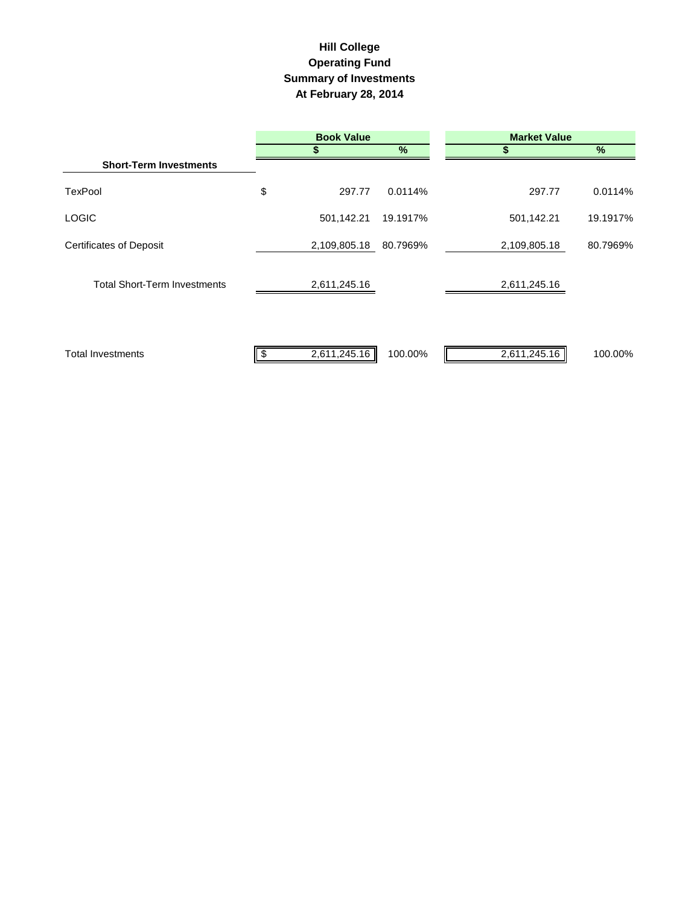# Hill College
## Operating Fund
## Summary of Investments
## At February 28, 2014

| | Book Value | | Market Value | |
|---|---|---|---|---|
| | $ | % | $ | % |
| **Short-Term Investments** | | | | |
| TexPool | $ 297.77 | 0.0114% | 297.77 | 0.0114% |
| LOGIC | 501,142.21 | 19.1917% | 501,142.21 | 19.1917% |
| Certificates of Deposit | 2,109,805.18 | 80.7969% | 2,109,805.18 | 80.7969% |
| Total Short-Term Investments | 2,611,245.16 | | 2,611,245.16 | |
| Total Investments | $ 2,611,245.16 | 100.00% | 2,611,245.16 | 100.00% |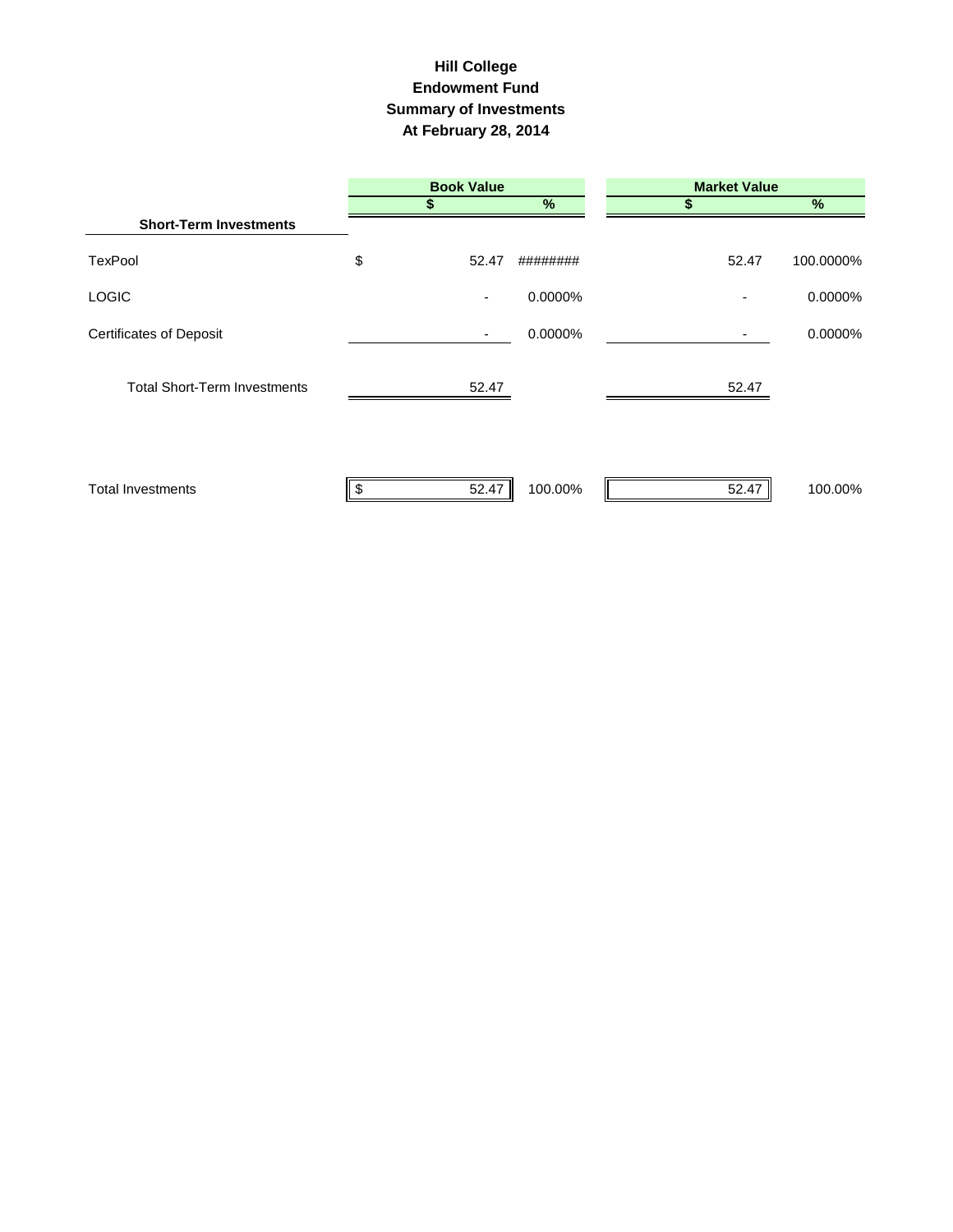# Hill College
# Endowment Fund
# Summary of Investments
# At February 28, 2014

| | Book Value | | Market Value | |
|---|---|---|---|---|
| | $ | % | $ | % |
| **Short-Term Investments** | | | | |
| TexPool | $ 52.47 | ######## | 52.47 | 100.0000% |
| LOGIC | - | 0.0000% | - | 0.0000% |
| Certificates of Deposit | - | 0.0000% | - | 0.0000% |
| Total Short-Term Investments | 52.47 | | 52.47 | |
| Total Investments | $ 52.47 | 100.00% | 52.47 | 100.00% |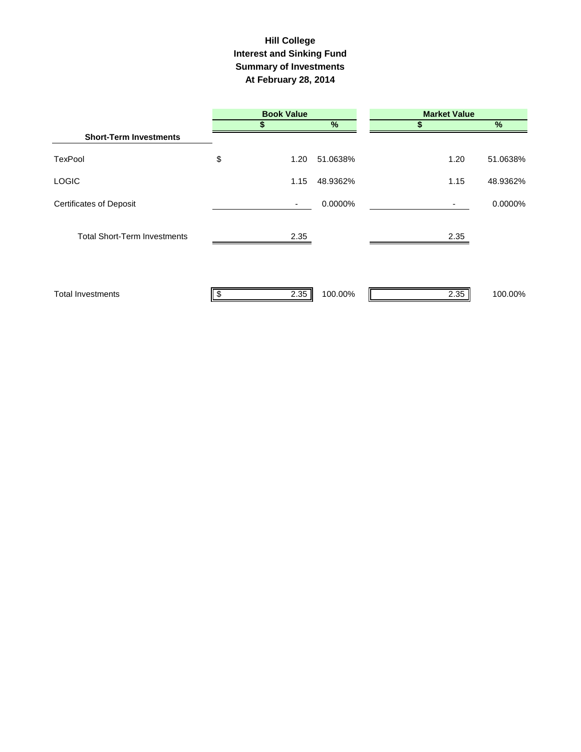# Hill College
## Interest and Sinking Fund
## Summary of Investments
## At February 28, 2014

| | Book Value | | Market Value | |
|---|---|---|---|---|
| | $ | % | $ | % |
| **Short-Term Investments** | | | | |
| TexPool | $ 1.20 | 51.0638% | 1.20 | 51.0638% |
| LOGIC | 1.15 | 48.9362% | 1.15 | 48.9362% |
| Certificates of Deposit | - | 0.0000% | - | 0.0000% |
| Total Short-Term Investments | 2.35 | | 2.35 | |
| Total Investments | $ 2.35 | 100.00% | 2.35 | 100.00% |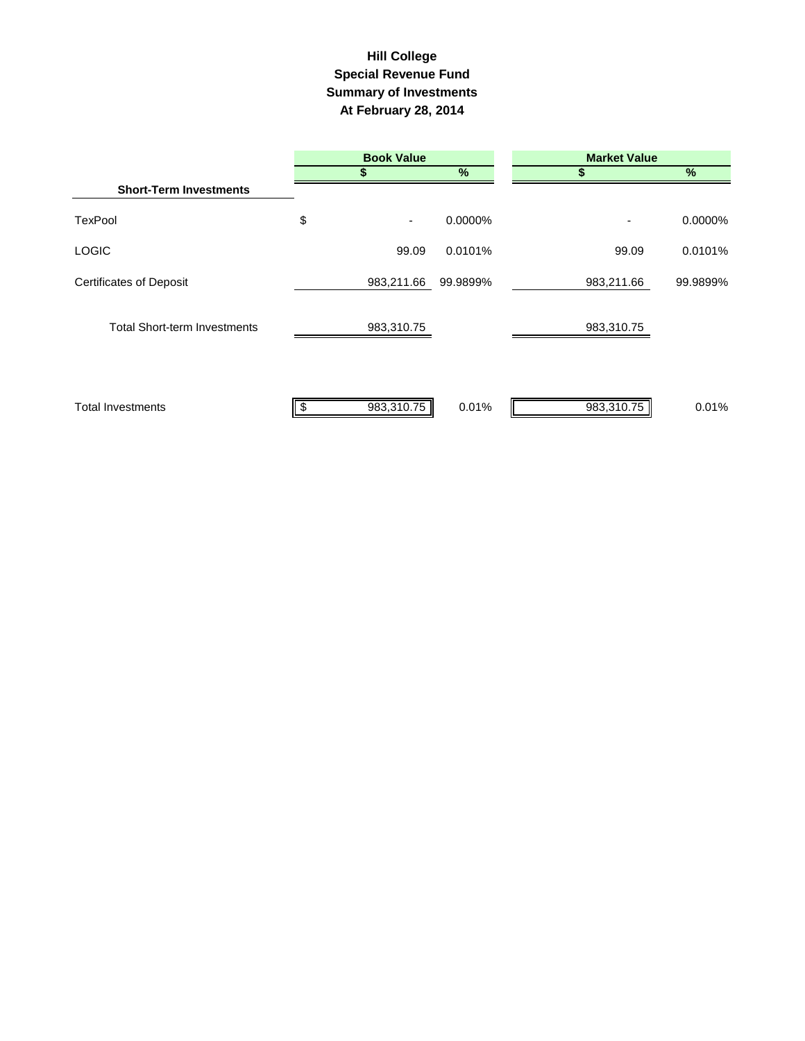# Hill College
## Special Revenue Fund
## Summary of Investments
## At February 28, 2014

| | Book Value | | Market Value | |
|---|---|---|---|---|
| | $ | % | $ | % |
| **Short-Term Investments** | | | | |
| TexPool | $ - | 0.0000% | - | 0.0000% |
| LOGIC | 99.09 | 0.0101% | 99.09 | 0.0101% |
| Certificates of Deposit | 983,211.66 | 99.9899% | 983,211.66 | 99.9899% |
| Total Short-term Investments | 983,310.75 | | 983,310.75 | |
| Total Investments | $ 983,310.75 | 0.01% | 983,310.75 | 0.01% |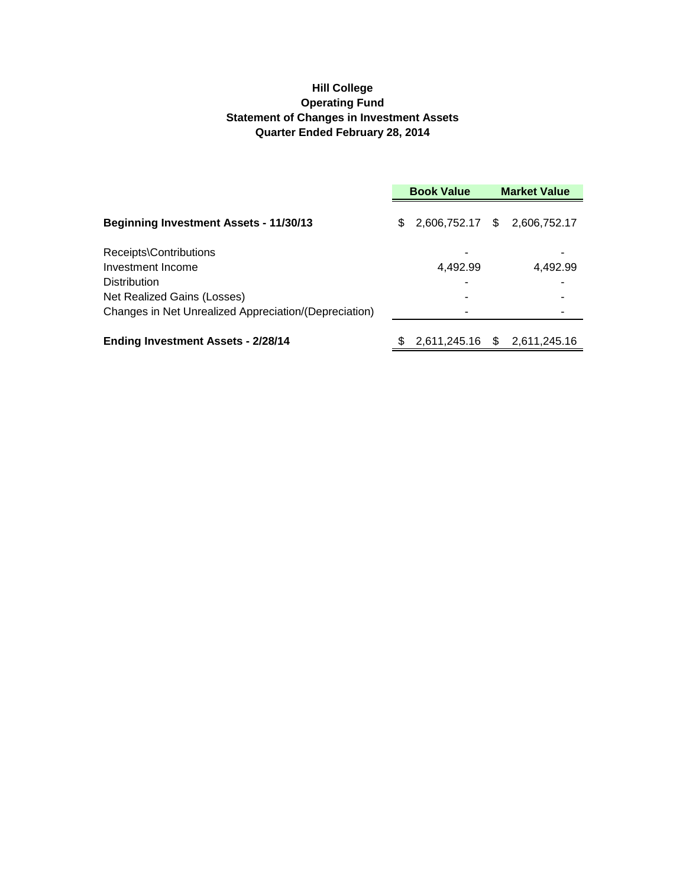**Hill College**
**Operating Fund**
**Statement of Changes in Investment Assets**
**Quarter Ended February 28, 2014**

| | Book Value | Market Value |
|---|---|---|
| **Beginning Investment Assets - 11/30/13** | $ 2,606,752.17 | $ 2,606,752.17 |
| Receipts\Contributions | - | - |
| Investment Income | 4,492.99 | 4,492.99 |
| Distribution | - | - |
| Net Realized Gains (Losses) | - | - |
| Changes in Net Unrealized Appreciation/(Depreciation) | - | - |
| **Ending Investment Assets - 2/28/14** | $ 2,611,245.16 | $ 2,611,245.16 |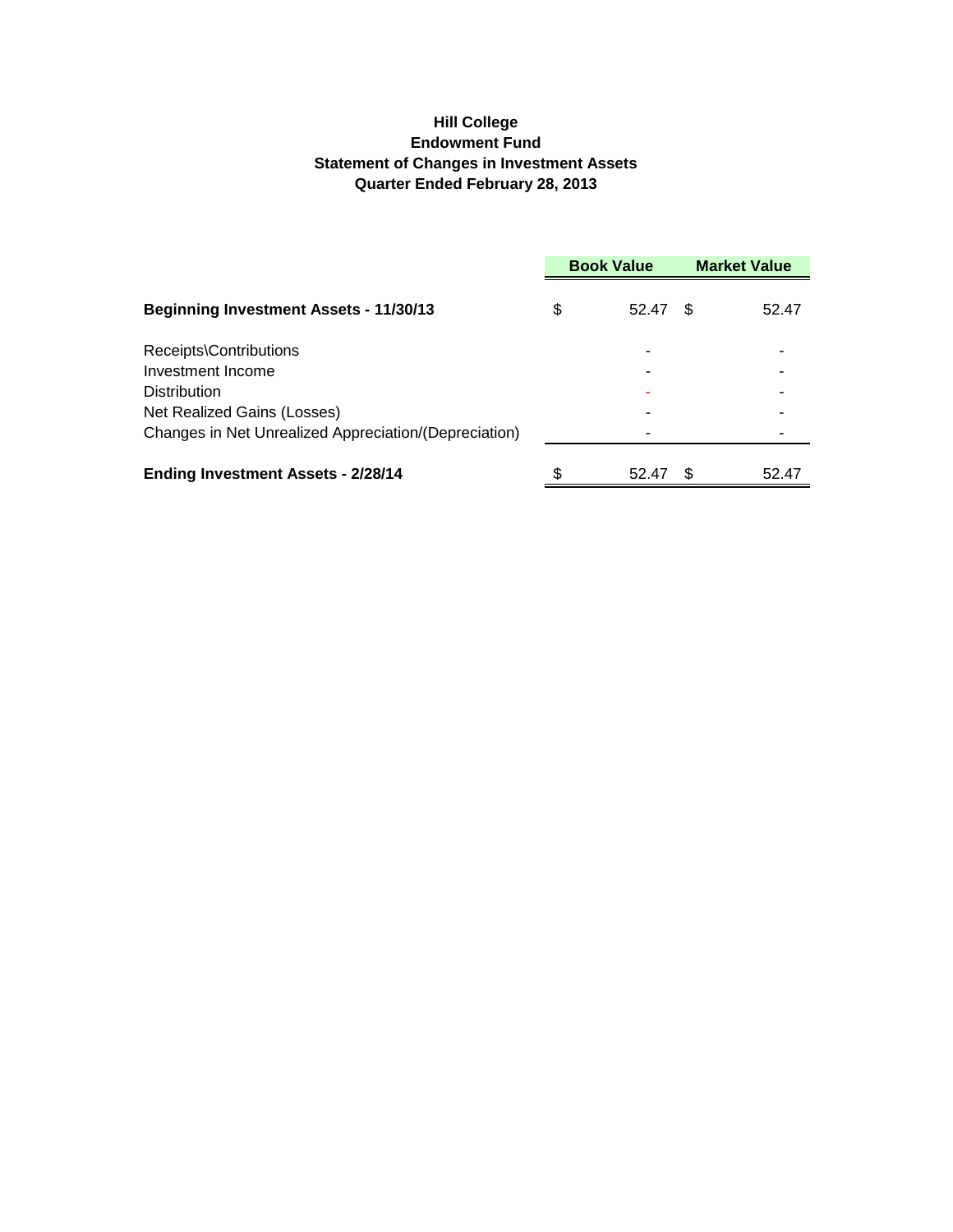**Hill College**
**Endowment Fund**
**Statement of Changes in Investment Assets**
**Quarter Ended February 28, 2013**

| | Book Value | Market Value |
|---|---|---|
| **Beginning Investment Assets - 11/30/13** | $ 52.47 | $ 52.47 |
| Receipts\Contributions | - | - |
| Investment Income | - | - |
| Distribution | - | - |
| Net Realized Gains (Losses) | - | - |
| Changes in Net Unrealized Appreciation/(Depreciation) | - | - |
| **Ending Investment Assets - 2/28/14** | $ 52.47 | $ 52.47 |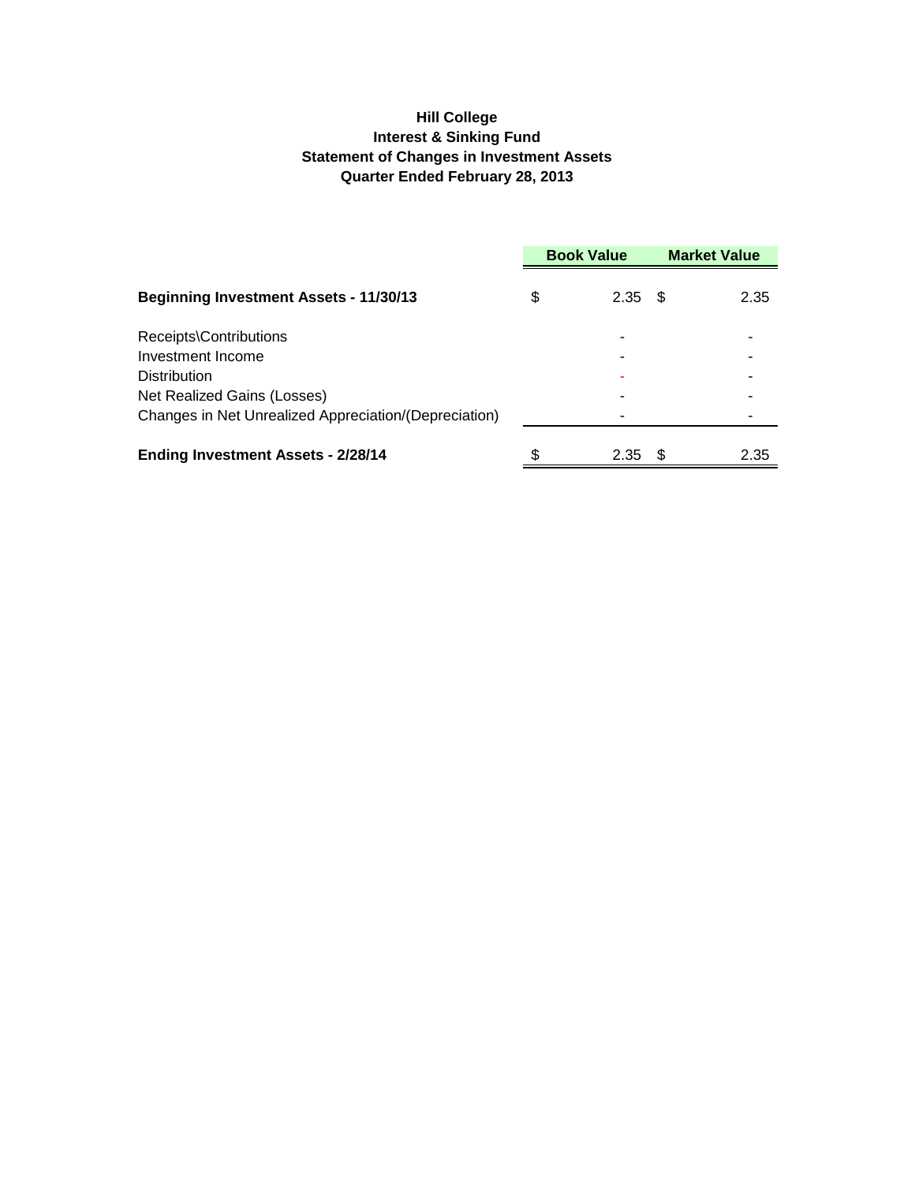**Hill College**
**Interest & Sinking Fund**
**Statement of Changes in Investment Assets**
**Quarter Ended February 28, 2013**

| | Book Value | Market Value |
|---|---|---|
| **Beginning Investment Assets - 11/30/13** | $ 2.35 | $ 2.35 |
| Receipts\Contributions | - | - |
| Investment Income | - | - |
| Distribution | - | - |
| Net Realized Gains (Losses) | - | - |
| Changes in Net Unrealized Appreciation/(Depreciation) | - | - |
| **Ending Investment Assets - 2/28/14** | $ 2.35 | $ 2.35 |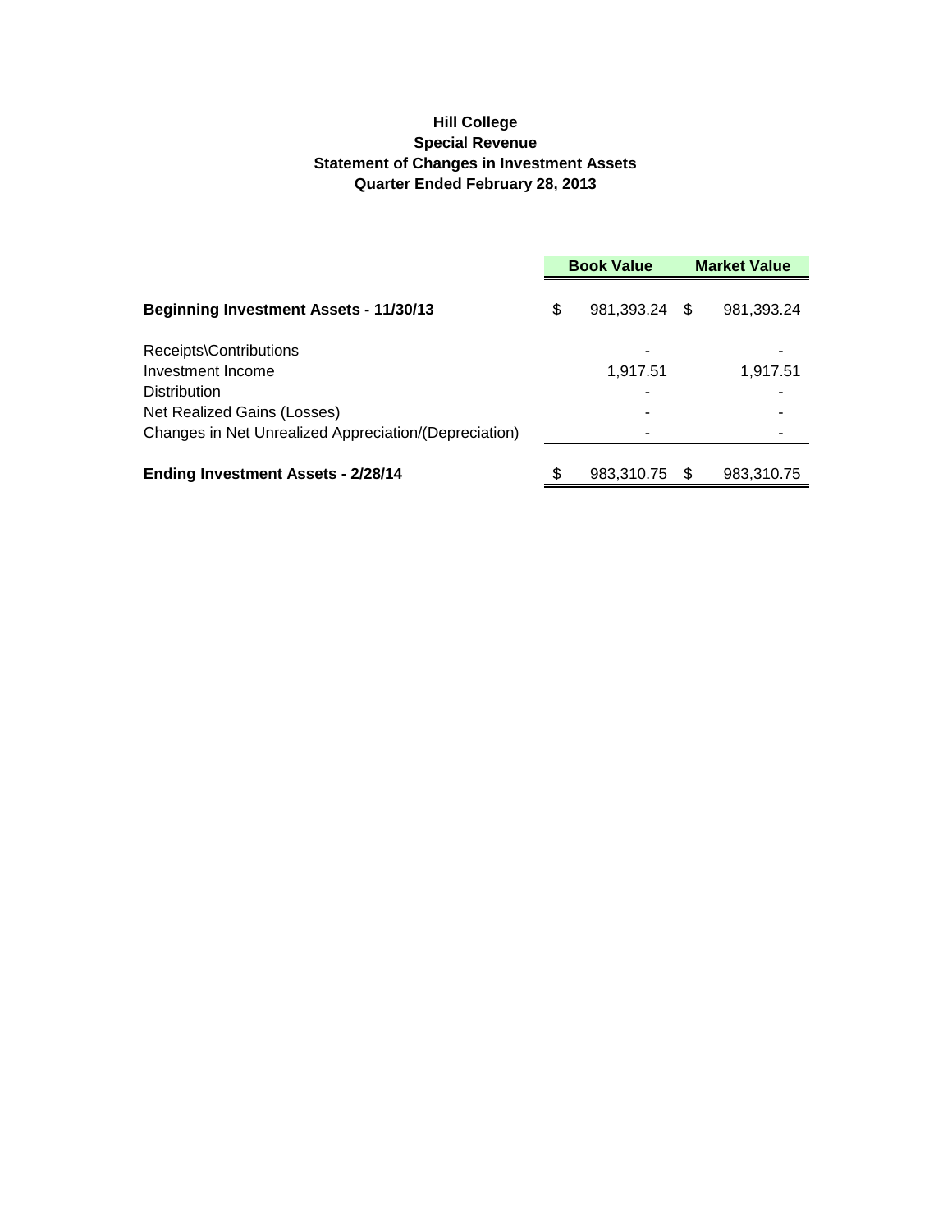**Hill College**
**Special Revenue**
**Statement of Changes in Investment Assets**
**Quarter Ended February 28, 2013**

| | Book Value | Market Value |
|---|---|---|
| **Beginning Investment Assets - 11/30/13** | $ 981,393.24 | $ 981,393.24 |
| Receipts\Contributions | - | - |
| Investment Income | 1,917.51 | 1,917.51 |
| Distribution | - | - |
| Net Realized Gains (Losses) | - | - |
| Changes in Net Unrealized Appreciation/(Depreciation) | - | - |
| **Ending Investment Assets - 2/28/14** | $ 983,310.75 | $ 983,310.75 |